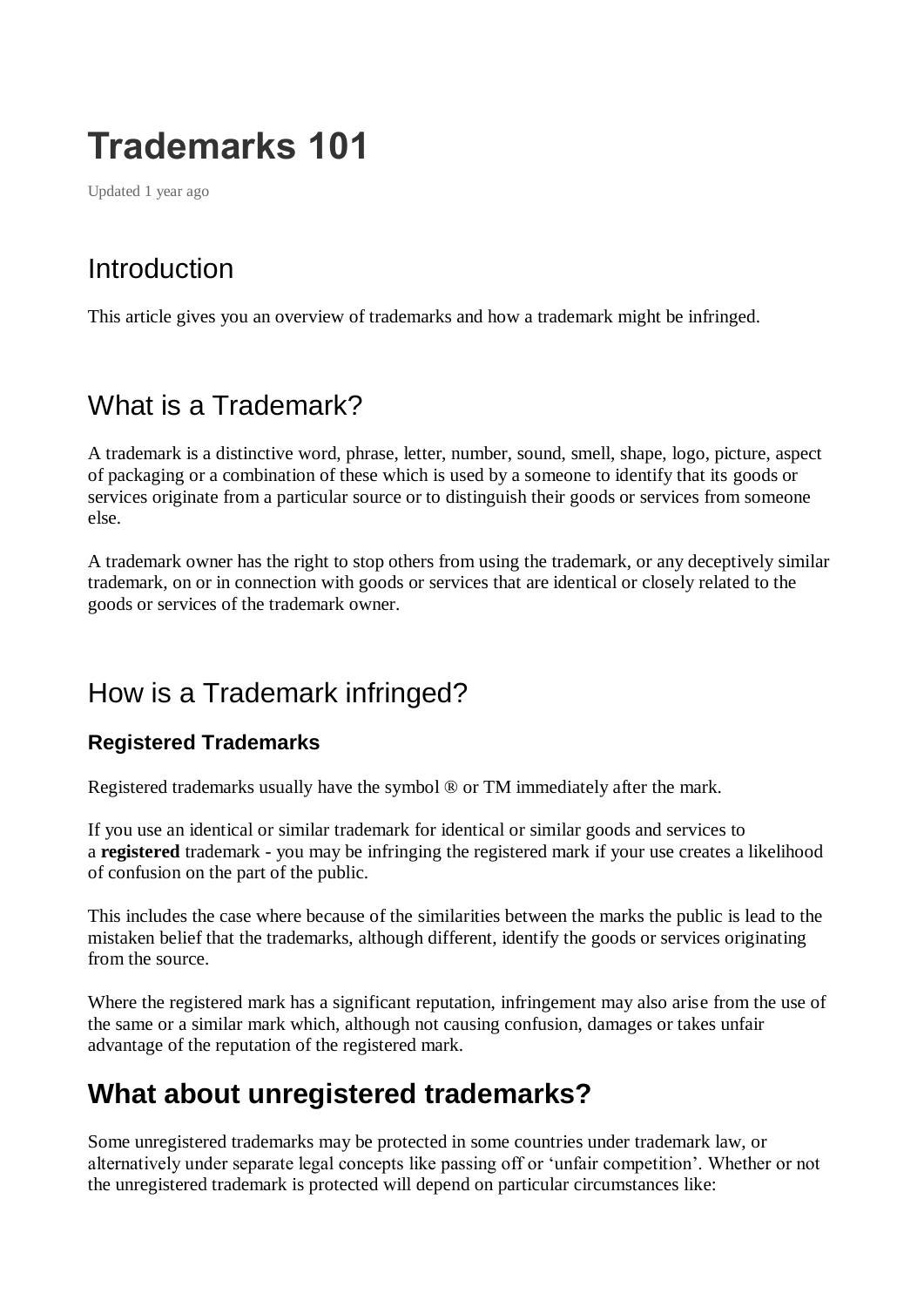# Trademarks 101

Updated 1 year ago

## Introduction

This article gives you an overview of trademarks and how a trademark might be infringed.

## What is a Trademark?

A trademark is a distinctive word, phrase, letter, number, sound, smell, shape, logo, picture, aspect of packaging or a combination of these which is used by a someone to identify that its goods or services originate from a particular source or to distinguish their goods or services from someone else.

A trademark owner has the right to stop others from using the trademark, or any deceptively similar trademark, on or in connection with goods or services that are identical or closely related to the goods or services of the trademark owner.

## How is a Trademark infringed?

### Registered Trademarks

Registered trademarks usually have the symbol ® or TM immediately after the mark.

If you use an identical or similar trademark for identical or similar goods and services to a **registered** trademark - you may be infringing the registered mark if your use creates a likelihood of confusion on the part of the public.

This includes the case where because of the similarities between the marks the public is lead to the mistaken belief that the trademarks, although different, identify the goods or services originating from the source.

Where the registered mark has a significant reputation, infringement may also arise from the use of the same or a similar mark which, although not causing confusion, damages or takes unfair advantage of the reputation of the registered mark.

## What about unregistered trademarks?

Some unregistered trademarks may be protected in some countries under trademark law, or alternatively under separate legal concepts like passing off or 'unfair competition'. Whether or not the unregistered trademark is protected will depend on particular circumstances like: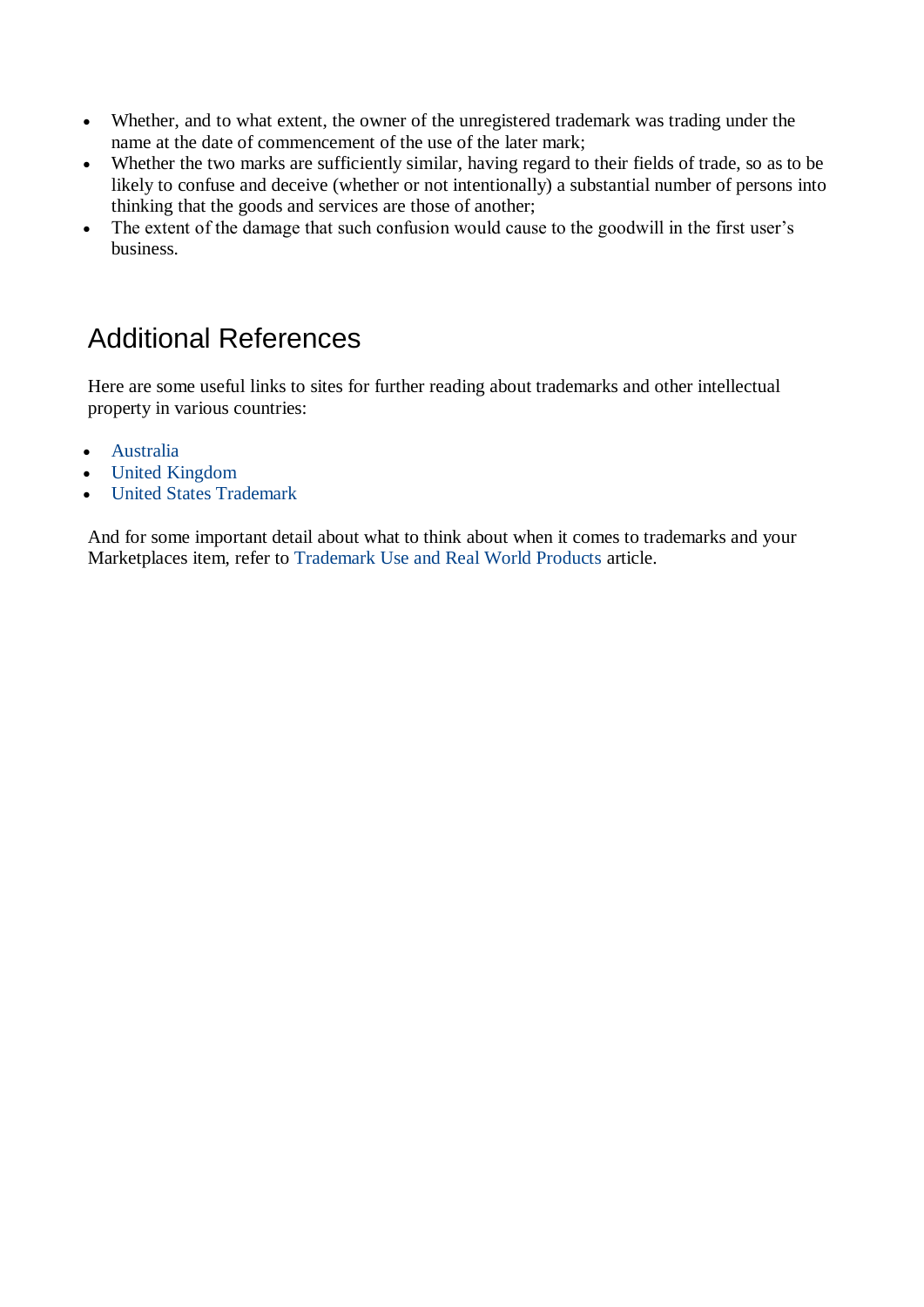- Whether, and to what extent, the owner of the unregistered trademark was trading under the name at the date of commencement of the use of the later mark;
- Whether the two marks are sufficiently similar, having regard to their fields of trade, so as to be likely to confuse and deceive (whether or not intentionally) a substantial number of persons into thinking that the goods and services are those of another;
- The extent of the damage that such confusion would cause to the goodwill in the first user's business.

## Additional References

Here are some useful links to sites for further reading about trademarks and other intellectual property in various countries:

- Australia
- United Kingdom
- United States Trademark

And for some important detail about what to think about when it comes to trademarks and your Marketplaces item, refer to Trademark Use and Real World Products article.